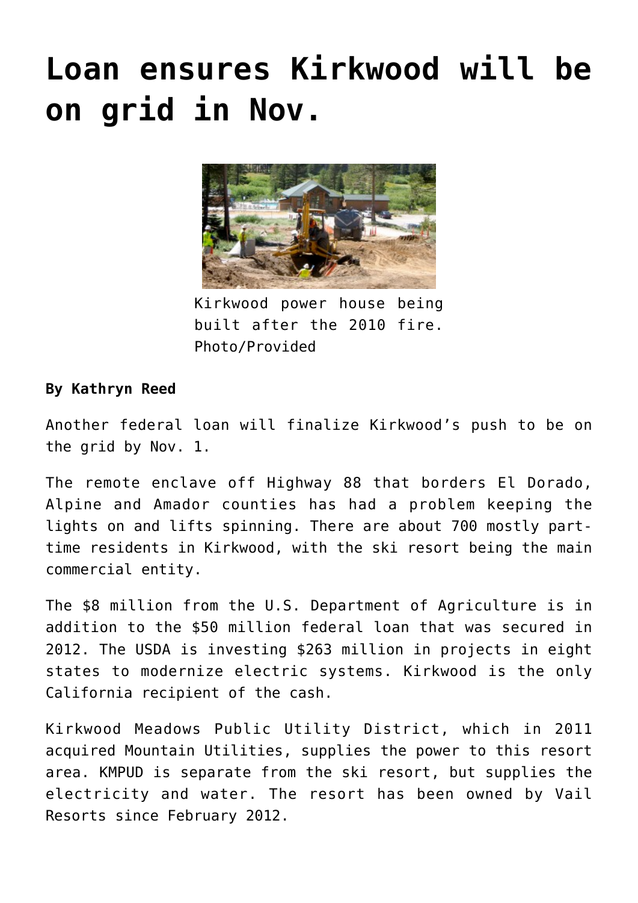# Loan ensures Kirkwood will be on grid in Nov.

Kirkwood power house being built after the 2010 fire. Photo/Provided

**By Kathryn Reed**

Another federal loan will finalize Kirkwood's push to be on the grid by Nov. 1.

The remote enclave off Highway 88 that borders El Dorado, Alpine and Amador counties has had a problem keeping the lights on and lifts spinning. There are about 700 mostly part-time residents in Kirkwood, with the ski resort being the main commercial entity.

The $8 million from the U.S. Department of Agriculture is in addition to the $50 million federal loan that was secured in 2012. The USDA is investing $263 million in projects in eight states to modernize electric systems. Kirkwood is the only California recipient of the cash.

Kirkwood Meadows Public Utility District, which in 2011 acquired Mountain Utilities, supplies the power to this resort area. KMPUD is separate from the ski resort, but supplies the electricity and water. The resort has been owned by Vail Resorts since February 2012.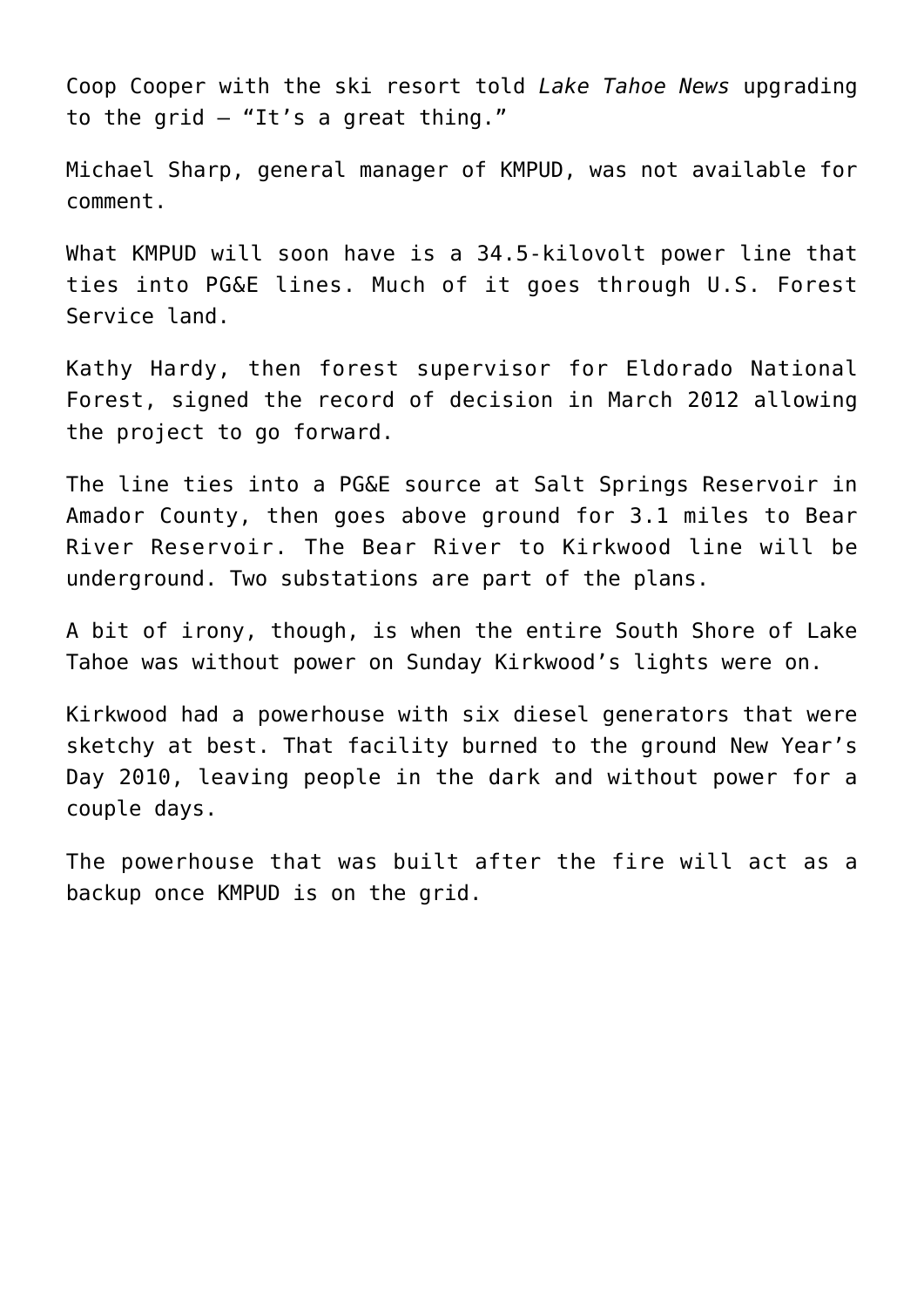Coop Cooper with the ski resort told *Lake Tahoe News* upgrading to the grid – "It's a great thing."

Michael Sharp, general manager of KMPUD, was not available for comment.

What KMPUD will soon have is a 34.5-kilovolt power line that ties into PG&E lines. Much of it goes through U.S. Forest Service land.

Kathy Hardy, then forest supervisor for Eldorado National Forest, signed the record of decision in March 2012 allowing the project to go forward.

The line ties into a PG&E source at Salt Springs Reservoir in Amador County, then goes above ground for 3.1 miles to Bear River Reservoir. The Bear River to Kirkwood line will be underground. Two substations are part of the plans.

A bit of irony, though, is when the entire South Shore of Lake Tahoe was without power on Sunday Kirkwood's lights were on.

Kirkwood had a powerhouse with six diesel generators that were sketchy at best. That facility burned to the ground New Year's Day 2010, leaving people in the dark and without power for a couple days.

The powerhouse that was built after the fire will act as a backup once KMPUD is on the grid.